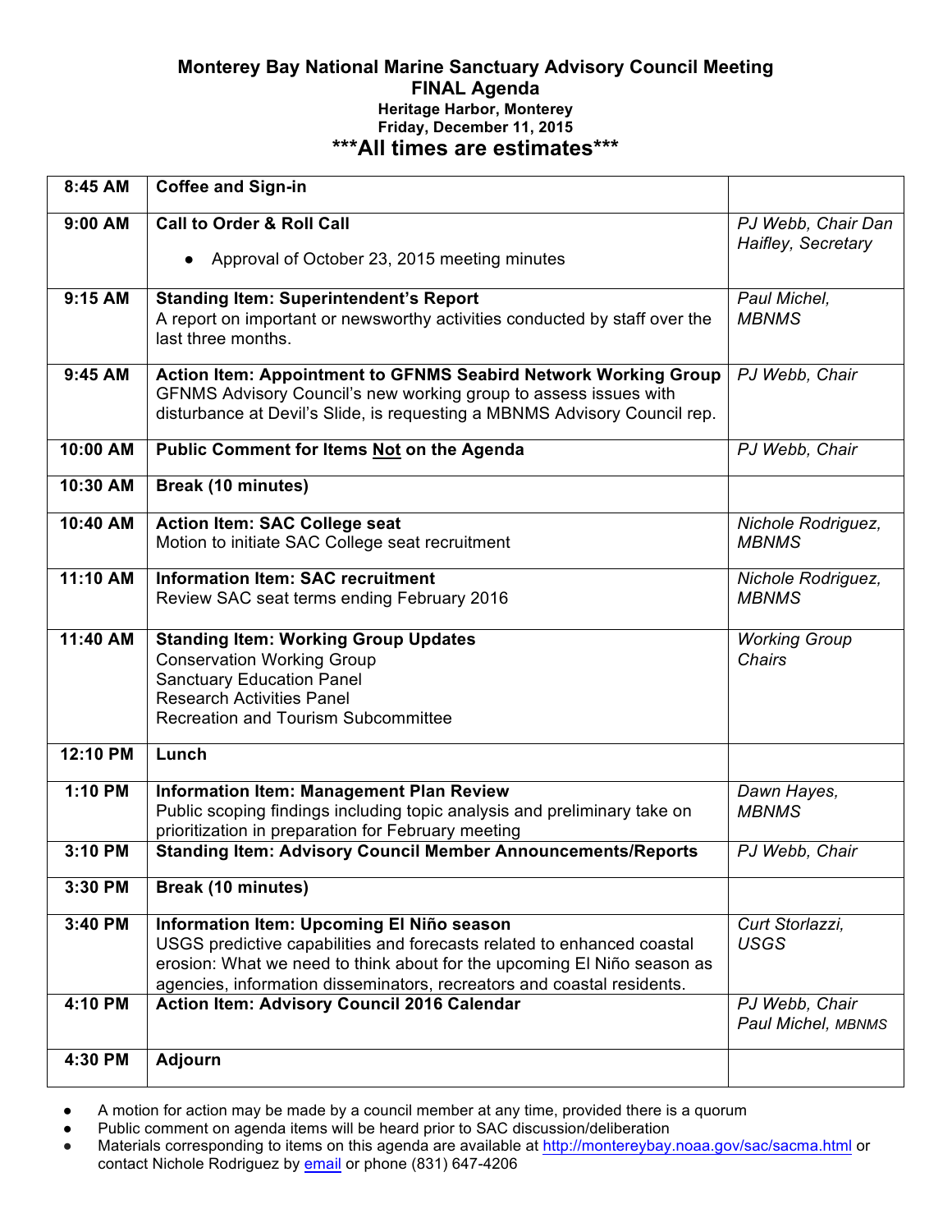# Monterey Bay National Marine Sanctuary Advisory Council Meeting

## FINAL Agenda

**Heritage Harbor, Monterey**
**Friday, December 11, 2015**

### \*\*\*All times are estimates\*\*\*

| | | |
|---|---|---|
| **8:45 AM** | **Coffee and Sign-in** | |
| **9:00 AM** | **Call to Order & Roll Call**<br>● Approval of October 23, 2015 meeting minutes | *PJ Webb, Chair Dan Haifley, Secretary* |
| **9:15 AM** | **Standing Item: Superintendent's Report**<br>A report on important or newsworthy activities conducted by staff over the last three months. | *Paul Michel, MBNMS* |
| **9:45 AM** | **Action Item: Appointment to GFNMS Seabird Network Working Group**<br>GFNMS Advisory Council's new working group to assess issues with disturbance at Devil's Slide, is requesting a MBNMS Advisory Council rep. | *PJ Webb, Chair* |
| **10:00 AM** | **Public Comment for Items <u>Not</u> on the Agenda** | *PJ Webb, Chair* |
| **10:30 AM** | **Break (10 minutes)** | |
| **10:40 AM** | **Action Item: SAC College seat**<br>Motion to initiate SAC College seat recruitment | *Nichole Rodriguez, MBNMS* |
| **11:10 AM** | **Information Item: SAC recruitment**<br>Review SAC seat terms ending February 2016 | *Nichole Rodriguez, MBNMS* |
| **11:40 AM** | **Standing Item: Working Group Updates**<br>Conservation Working Group<br>Sanctuary Education Panel<br>Research Activities Panel<br>Recreation and Tourism Subcommittee | *Working Group Chairs* |
| **12:10 PM** | **Lunch** | |
| **1:10 PM** | **Information Item: Management Plan Review**<br>Public scoping findings including topic analysis and preliminary take on prioritization in preparation for February meeting | *Dawn Hayes, MBNMS* |
| **3:10 PM** | **Standing Item: Advisory Council Member Announcements/Reports** | *PJ Webb, Chair* |
| **3:30 PM** | **Break (10 minutes)** | |
| **3:40 PM** | **Information Item: Upcoming El Niño season**<br>USGS predictive capabilities and forecasts related to enhanced coastal erosion: What we need to think about for the upcoming El Niño season as agencies, information disseminators, recreators and coastal residents. | *Curt Storlazzi, USGS* |
| **4:10 PM** | **Action Item: Advisory Council 2016 Calendar** | *PJ Webb, Chair*<br>*Paul Michel, MBNMS* |
| **4:30 PM** | **Adjourn** | |

- A motion for action may be made by a council member at any time, provided there is a quorum
- Public comment on agenda items will be heard prior to SAC discussion/deliberation
- Materials corresponding to items on this agenda are available at http://montereybay.noaa.gov/sac/sacma.html or contact Nichole Rodriguez by email or phone (831) 647-4206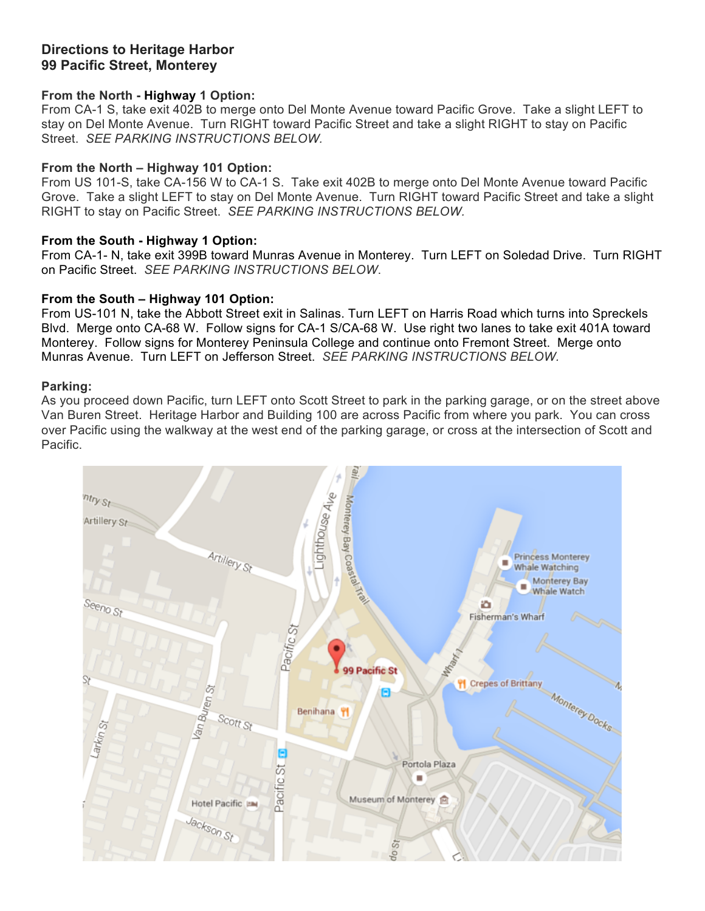### Directions to Heritage Harbor
### 99 Pacific Street, Monterey

**From the North - Highway 1 Option:**
From CA-1 S, take exit 402B to merge onto Del Monte Avenue toward Pacific Grove. Take a slight LEFT to stay on Del Monte Avenue. Turn RIGHT toward Pacific Street and take a slight RIGHT to stay on Pacific Street. *SEE PARKING INSTRUCTIONS BELOW.*

**From the North – Highway 101 Option:**
From US 101-S, take CA-156 W to CA-1 S. Take exit 402B to merge onto Del Monte Avenue toward Pacific Grove. Take a slight LEFT to stay on Del Monte Avenue. Turn RIGHT toward Pacific Street and take a slight RIGHT to stay on Pacific Street. *SEE PARKING INSTRUCTIONS BELOW.*

**From the South - Highway 1 Option:**
From CA-1- N, take exit 399B toward Munras Avenue in Monterey. Turn LEFT on Soledad Drive. Turn RIGHT on Pacific Street. *SEE PARKING INSTRUCTIONS BELOW*.

**From the South – Highway 101 Option:**
From US-101 N, take the Abbott Street exit in Salinas. Turn LEFT on Harris Road which turns into Spreckels Blvd. Merge onto CA-68 W. Follow signs for CA-1 S/CA-68 W. Use right two lanes to take exit 401A toward Monterey. Follow signs for Monterey Peninsula College and continue onto Fremont Street. Merge onto Munras Avenue. Turn LEFT on Jefferson Street. *SEE PARKING INSTRUCTIONS BELOW.*

**Parking:**
As you proceed down Pacific, turn LEFT onto Scott Street to park in the parking garage, or on the street above Van Buren Street. Heritage Harbor and Building 100 are across Pacific from where you park. You can cross over Pacific using the walkway at the west end of the parking garage, or cross at the intersection of Scott and Pacific.

Artillery St
Seeno St
Lighthouse Ave
Monterey Bay Coastal Trail
Princess Monterey Whale Watching
Monterey Bay Whale Watch
Fisherman's Wharf
Pacific St
99 Pacific St
Wharf 1
Crepes of Brittany
Monterey Docks
Benihana
Van Buren St
Scott St
Larkin St
Portola Plaza
Museum of Monterey
Hotel Pacific
Jackson St